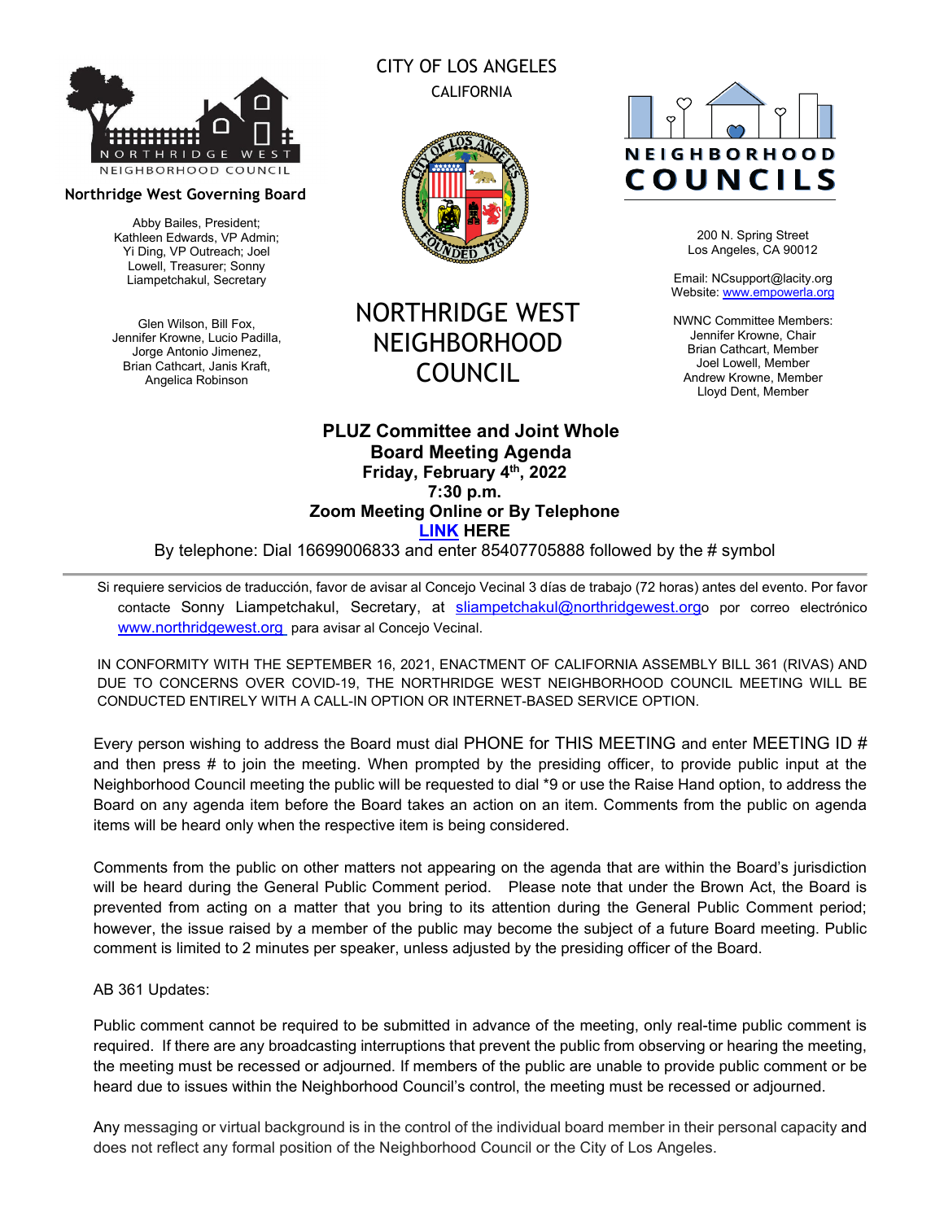NORTHRIDGE WEST NEIGHBORHOOD COUNCIL

**Northridge West Governing Board**

Abby Bailes, President;
Kathleen Edwards, VP Admin;
Yi Ding, VP Outreach; Joel Lowell, Treasurer; Sonny Liampetchakul, Secretary

Glen Wilson, Bill Fox,
Jennifer Krowne, Lucio Padilla,
Jorge Antonio Jimenez,
Brian Cathcart, Janis Kraft,
Angelica Robinson

CITY OF LOS ANGELES
CALIFORNIA

# NORTHRIDGE WEST NEIGHBORHOOD COUNCIL

NEIGHBORHOOD COUNCILS

200 N. Spring Street
Los Angeles, CA 90012

Email: NCsupport@lacity.org
Website: www.empowerla.org

NWNC Committee Members:
Jennifer Krowne, Chair
Brian Cathcart, Member
Joel Lowell, Member
Andrew Krowne, Member
Lloyd Dent, Member

## PLUZ Committee and Joint Whole Board Meeting Agenda

**Friday, February 4th, 2022**
**7:30 p.m.**
**Zoom Meeting Online or By Telephone**
**LINK HERE**

By telephone: Dial 16699006833 and enter 85407705888 followed by the # symbol

---

Si requiere servicios de traducción, favor de avisar al Concejo Vecinal 3 días de trabajo (72 horas) antes del evento. Por favor contacte Sonny Liampetchakul, Secretary, at sliampetchakul@northridgewest.orgo por correo electrónico www.northridgewest.org para avisar al Concejo Vecinal.

IN CONFORMITY WITH THE SEPTEMBER 16, 2021, ENACTMENT OF CALIFORNIA ASSEMBLY BILL 361 (RIVAS) AND DUE TO CONCERNS OVER COVID-19, THE NORTHRIDGE WEST NEIGHBORHOOD COUNCIL MEETING WILL BE CONDUCTED ENTIRELY WITH A CALL-IN OPTION OR INTERNET-BASED SERVICE OPTION.

Every person wishing to address the Board must dial PHONE for THIS MEETING and enter MEETING ID # and then press # to join the meeting. When prompted by the presiding officer, to provide public input at the Neighborhood Council meeting the public will be requested to dial *9 or use the Raise Hand option, to address the Board on any agenda item before the Board takes an action on an item. Comments from the public on agenda items will be heard only when the respective item is being considered.

Comments from the public on other matters not appearing on the agenda that are within the Board's jurisdiction will be heard during the General Public Comment period. Please note that under the Brown Act, the Board is prevented from acting on a matter that you bring to its attention during the General Public Comment period; however, the issue raised by a member of the public may become the subject of a future Board meeting. Public comment is limited to 2 minutes per speaker, unless adjusted by the presiding officer of the Board.

AB 361 Updates:

Public comment cannot be required to be submitted in advance of the meeting, only real-time public comment is required. If there are any broadcasting interruptions that prevent the public from observing or hearing the meeting, the meeting must be recessed or adjourned. If members of the public are unable to provide public comment or be heard due to issues within the Neighborhood Council's control, the meeting must be recessed or adjourned.

Any messaging or virtual background is in the control of the individual board member in their personal capacity and does not reflect any formal position of the Neighborhood Council or the City of Los Angeles.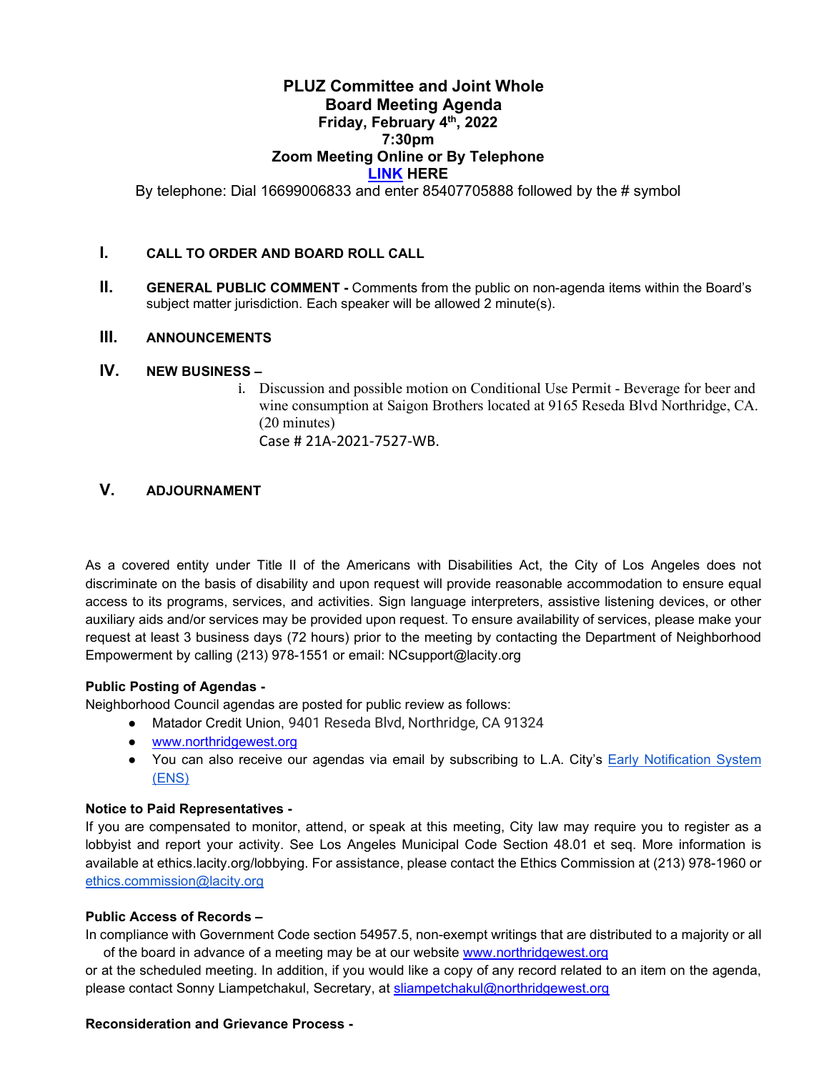# PLUZ Committee and Joint Whole Board Meeting Agenda

**Friday, February 4th, 2022**

**7:30pm**

**Zoom Meeting Online or By Telephone**

**LINK HERE**

By telephone: Dial 16699006833 and enter 85407705888 followed by the # symbol

**I. CALL TO ORDER AND BOARD ROLL CALL**

**II. GENERAL PUBLIC COMMENT -** Comments from the public on non-agenda items within the Board's subject matter jurisdiction. Each speaker will be allowed 2 minute(s).

**III. ANNOUNCEMENTS**

**IV. NEW BUSINESS –**

i. Discussion and possible motion on Conditional Use Permit - Beverage for beer and wine consumption at Saigon Brothers located at 9165 Reseda Blvd Northridge, CA. (20 minutes)
Case # 21A-2021-7527-WB.

**V. ADJOURNAMENT**

As a covered entity under Title II of the Americans with Disabilities Act, the City of Los Angeles does not discriminate on the basis of disability and upon request will provide reasonable accommodation to ensure equal access to its programs, services, and activities. Sign language interpreters, assistive listening devices, or other auxiliary aids and/or services may be provided upon request. To ensure availability of services, please make your request at least 3 business days (72 hours) prior to the meeting by contacting the Department of Neighborhood Empowerment by calling (213) 978-1551 or email: NCsupport@lacity.org

**Public Posting of Agendas -**

Neighborhood Council agendas are posted for public review as follows:

- Matador Credit Union, 9401 Reseda Blvd, Northridge, CA 91324
- www.northridgewest.org
- You can also receive our agendas via email by subscribing to L.A. City's Early Notification System (ENS)

**Notice to Paid Representatives -**

If you are compensated to monitor, attend, or speak at this meeting, City law may require you to register as a lobbyist and report your activity. See Los Angeles Municipal Code Section 48.01 et seq. More information is available at ethics.lacity.org/lobbying. For assistance, please contact the Ethics Commission at (213) 978-1960 or ethics.commission@lacity.org

**Public Access of Records –**

In compliance with Government Code section 54957.5, non-exempt writings that are distributed to a majority or all of the board in advance of a meeting may be at our website www.northridgewest.org or at the scheduled meeting. In addition, if you would like a copy of any record related to an item on the agenda, please contact Sonny Liampetchakul, Secretary, at sliampetchakul@northridgewest.org

**Reconsideration and Grievance Process -**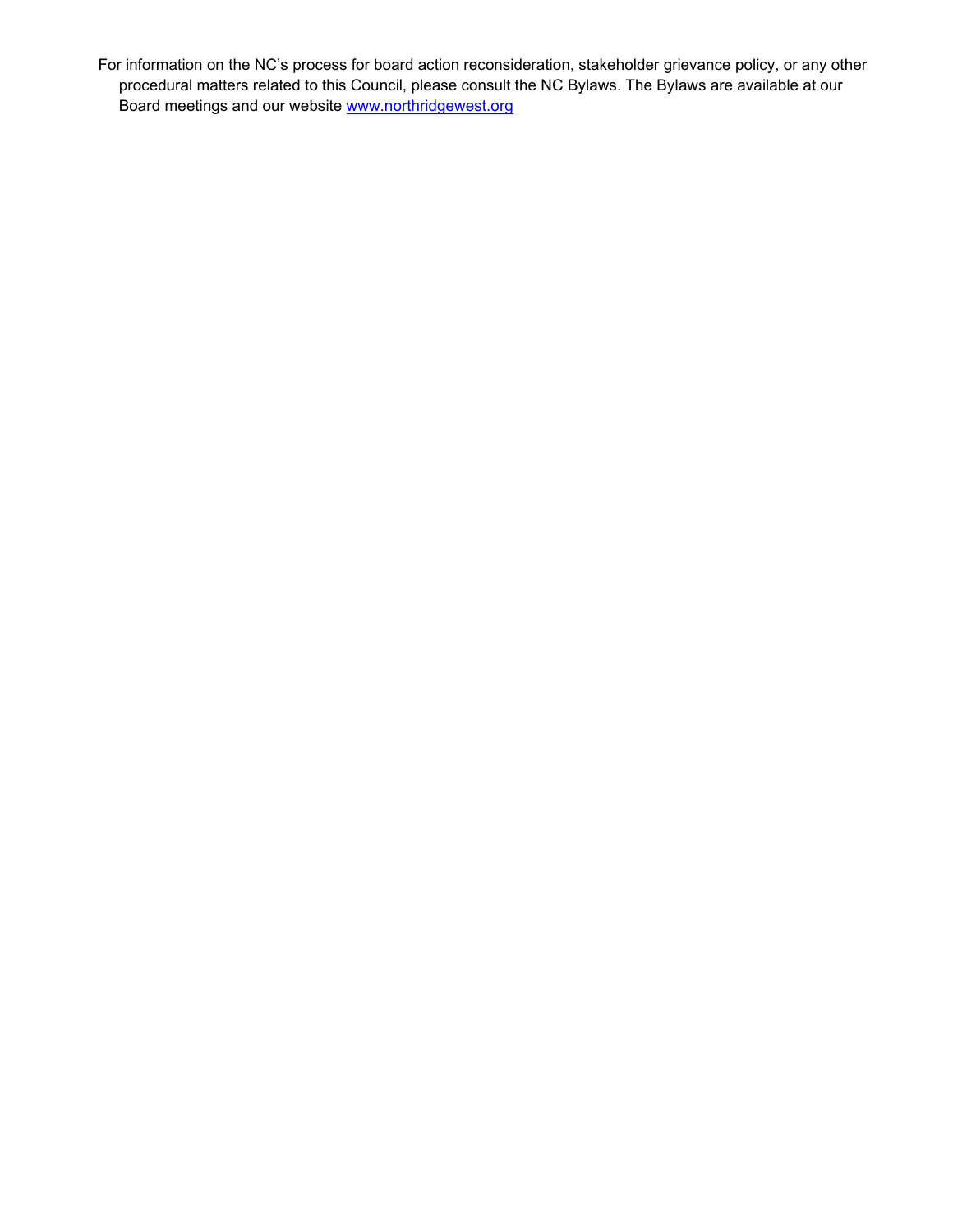For information on the NC's process for board action reconsideration, stakeholder grievance policy, or any other procedural matters related to this Council, please consult the NC Bylaws. The Bylaws are available at our Board meetings and our website [www.northridgewest.org](http://www.northridgewest.org)